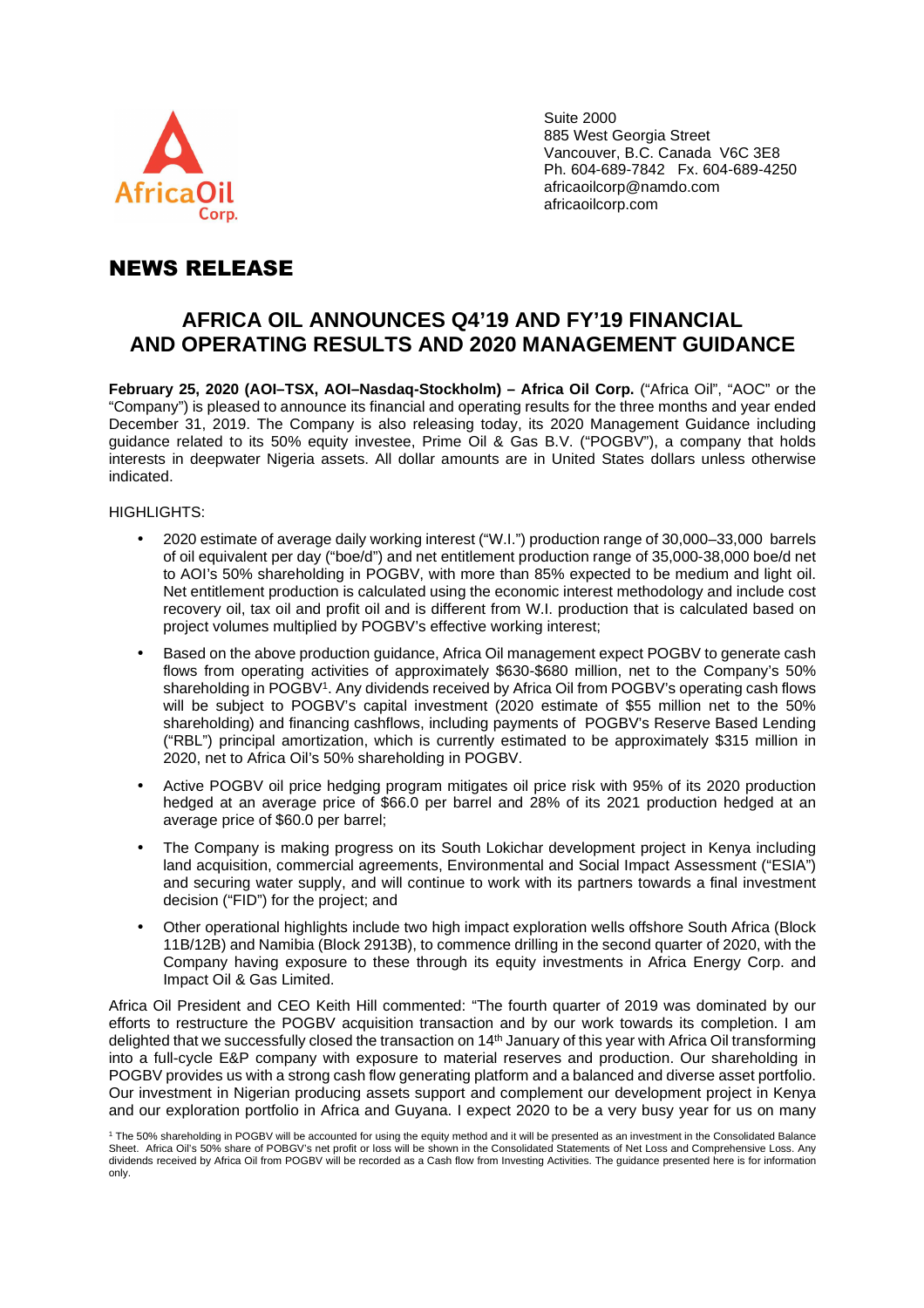Suite 2000
885 West Georgia Street
Vancouver, B.C. Canada V6C 3E8
Ph. 604-689-7842 Fx. 604-689-4250
africaoilcorp@namdo.com
africaoilcorp.com

# NEWS RELEASE

## AFRICA OIL ANNOUNCES Q4'19 AND FY'19 FINANCIAL AND OPERATING RESULTS AND 2020 MANAGEMENT GUIDANCE

**February 25, 2020 (AOI–TSX, AOI–Nasdaq-Stockholm) – Africa Oil Corp.** ("Africa Oil", "AOC" or the "Company") is pleased to announce its financial and operating results for the three months and year ended December 31, 2019. The Company is also releasing today, its 2020 Management Guidance including guidance related to its 50% equity investee, Prime Oil & Gas B.V. ("POGBV"), a company that holds interests in deepwater Nigeria assets. All dollar amounts are in United States dollars unless otherwise indicated.

HIGHLIGHTS:

- 2020 estimate of average daily working interest ("W.I.") production range of 30,000–33,000 barrels of oil equivalent per day ("boe/d") and net entitlement production range of 35,000-38,000 boe/d net to AOI's 50% shareholding in POGBV, with more than 85% expected to be medium and light oil. Net entitlement production is calculated using the economic interest methodology and include cost recovery oil, tax oil and profit oil and is different from W.I. production that is calculated based on project volumes multiplied by POGBV's effective working interest;
- Based on the above production guidance, Africa Oil management expect POGBV to generate cash flows from operating activities of approximately $630-$680 million, net to the Company's 50% shareholding in POGBV[1]. Any dividends received by Africa Oil from POGBV's operating cash flows will be subject to POGBV's capital investment (2020 estimate of $55 million net to the 50% shareholding) and financing cashflows, including payments of POGBV's Reserve Based Lending ("RBL") principal amortization, which is currently estimated to be approximately $315 million in 2020, net to Africa Oil's 50% shareholding in POGBV.
- Active POGBV oil price hedging program mitigates oil price risk with 95% of its 2020 production hedged at an average price of $66.0 per barrel and 28% of its 2021 production hedged at an average price of $60.0 per barrel;
- The Company is making progress on its South Lokichar development project in Kenya including land acquisition, commercial agreements, Environmental and Social Impact Assessment ("ESIA") and securing water supply, and will continue to work with its partners towards a final investment decision ("FID") for the project; and
- Other operational highlights include two high impact exploration wells offshore South Africa (Block 11B/12B) and Namibia (Block 2913B), to commence drilling in the second quarter of 2020, with the Company having exposure to these through its equity investments in Africa Energy Corp. and Impact Oil & Gas Limited.

Africa Oil President and CEO Keith Hill commented: "The fourth quarter of 2019 was dominated by our efforts to restructure the POGBV acquisition transaction and by our work towards its completion. I am delighted that we successfully closed the transaction on 14th January of this year with Africa Oil transforming into a full-cycle E&P company with exposure to material reserves and production. Our shareholding in POGBV provides us with a strong cash flow generating platform and a balanced and diverse asset portfolio. Our investment in Nigerian producing assets support and complement our development project in Kenya and our exploration portfolio in Africa and Guyana. I expect 2020 to be a very busy year for us on many

[1] The 50% shareholding in POGBV will be accounted for using the equity method and it will be presented as an investment in the Consolidated Balance Sheet. Africa Oil's 50% share of POBGV's net profit or loss will be shown in the Consolidated Statements of Net Loss and Comprehensive Loss. Any dividends received by Africa Oil from POGBV will be recorded as a Cash flow from Investing Activities. The guidance presented here is for information only.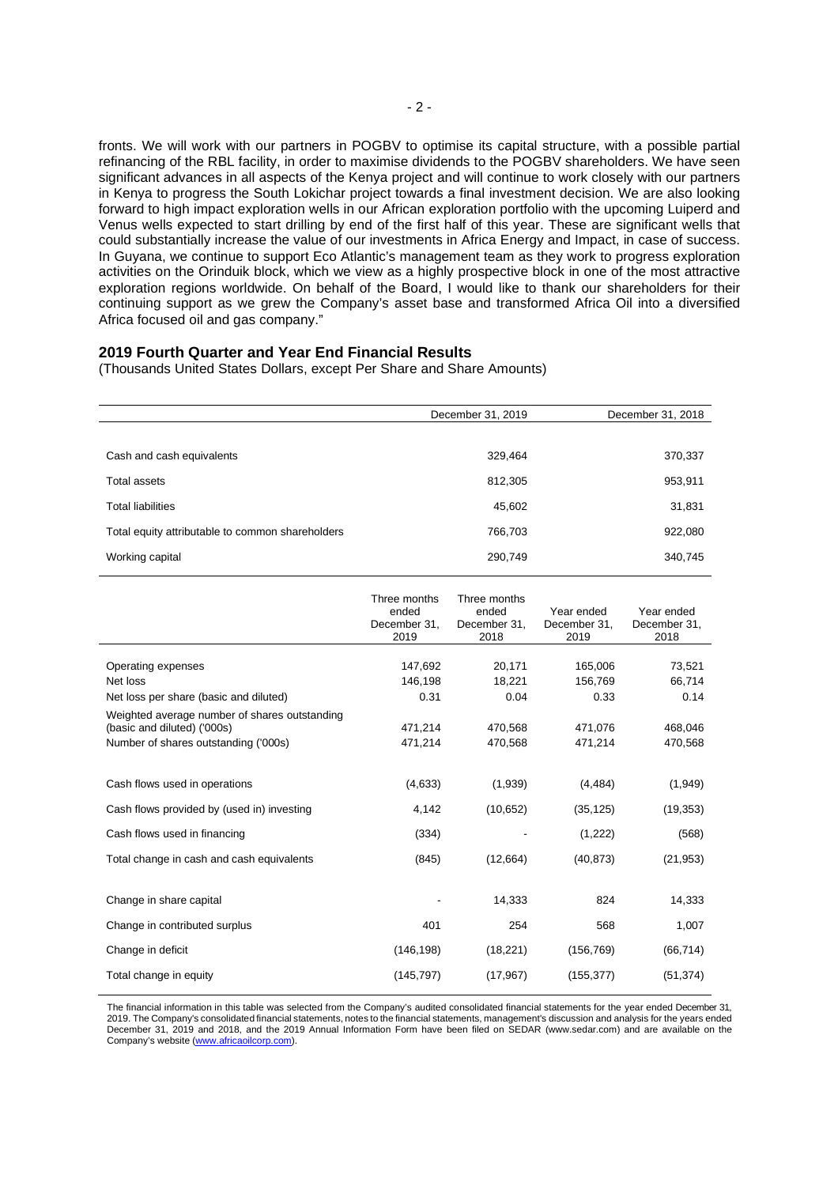fronts. We will work with our partners in POGBV to optimise its capital structure, with a possible partial refinancing of the RBL facility, in order to maximise dividends to the POGBV shareholders. We have seen significant advances in all aspects of the Kenya project and will continue to work closely with our partners in Kenya to progress the South Lokichar project towards a final investment decision. We are also looking forward to high impact exploration wells in our African exploration portfolio with the upcoming Luiperd and Venus wells expected to start drilling by end of the first half of this year. These are significant wells that could substantially increase the value of our investments in Africa Energy and Impact, in case of success. In Guyana, we continue to support Eco Atlantic's management team as they work to progress exploration activities on the Orinduik block, which we view as a highly prospective block in one of the most attractive exploration regions worldwide. On behalf of the Board, I would like to thank our shareholders for their continuing support as we grew the Company's asset base and transformed Africa Oil into a diversified Africa focused oil and gas company."

## 2019 Fourth Quarter and Year End Financial Results

(Thousands United States Dollars, except Per Share and Share Amounts)

| | December 31, 2019 | December 31, 2018 |
|---|---|---|
| Cash and cash equivalents | 329,464 | 370,337 |
| Total assets | 812,305 | 953,911 |
| Total liabilities | 45,602 | 31,831 |
| Total equity attributable to common shareholders | 766,703 | 922,080 |
| Working capital | 290,749 | 340,745 |

| | Three months ended December 31, 2019 | Three months ended December 31, 2018 | Year ended December 31, 2019 | Year ended December 31, 2018 |
|---|---|---|---|---|
| Operating expenses | 147,692 | 20,171 | 165,006 | 73,521 |
| Net loss | 146,198 | 18,221 | 156,769 | 66,714 |
| Net loss per share (basic and diluted) | 0.31 | 0.04 | 0.33 | 0.14 |
| Weighted average number of shares outstanding (basic and diluted) ('000s) | 471,214 | 470,568 | 471,076 | 468,046 |
| Number of shares outstanding ('000s) | 471,214 | 470,568 | 471,214 | 470,568 |
| Cash flows used in operations | (4,633) | (1,939) | (4,484) | (1,949) |
| Cash flows provided by (used in) investing | 4,142 | (10,652) | (35,125) | (19,353) |
| Cash flows used in financing | (334) | - | (1,222) | (568) |
| Total change in cash and cash equivalents | (845) | (12,664) | (40,873) | (21,953) |
| Change in share capital | - | 14,333 | 824 | 14,333 |
| Change in contributed surplus | 401 | 254 | 568 | 1,007 |
| Change in deficit | (146,198) | (18,221) | (156,769) | (66,714) |
| Total change in equity | (145,797) | (17,967) | (155,377) | (51,374) |

The financial information in this table was selected from the Company's audited consolidated financial statements for the year ended December 31, 2019. The Company's consolidated financial statements, notes to the financial statements, management's discussion and analysis for the years ended December 31, 2019 and 2018, and the 2019 Annual Information Form have been filed on SEDAR (www.sedar.com) and are available on the Company's website (www.africaoilcorp.com).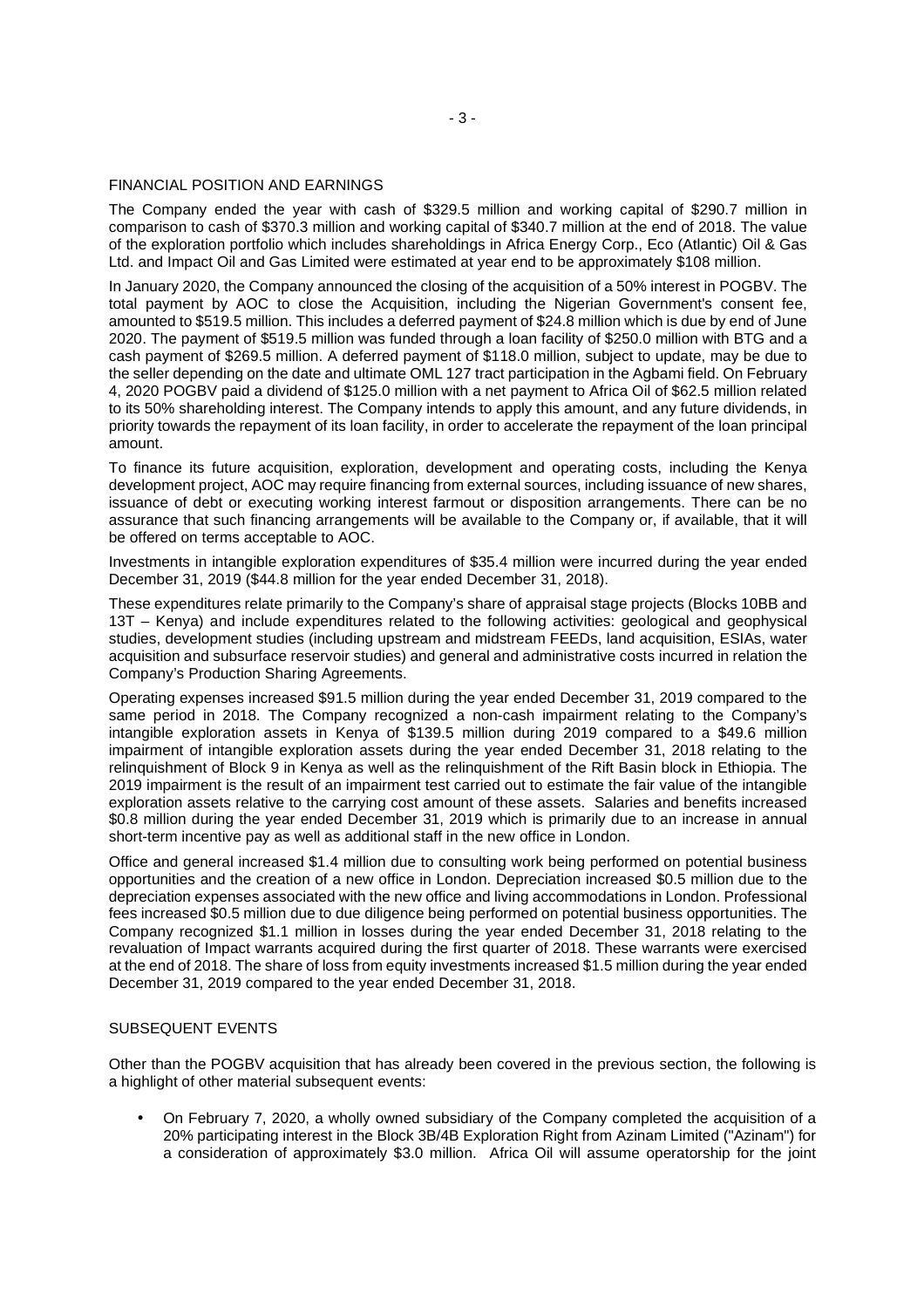## FINANCIAL POSITION AND EARNINGS

The Company ended the year with cash of $329.5 million and working capital of $290.7 million in comparison to cash of $370.3 million and working capital of $340.7 million at the end of 2018. The value of the exploration portfolio which includes shareholdings in Africa Energy Corp., Eco (Atlantic) Oil & Gas Ltd. and Impact Oil and Gas Limited were estimated at year end to be approximately $108 million.

In January 2020, the Company announced the closing of the acquisition of a 50% interest in POGBV. The total payment by AOC to close the Acquisition, including the Nigerian Government's consent fee, amounted to $519.5 million. This includes a deferred payment of $24.8 million which is due by end of June 2020. The payment of $519.5 million was funded through a loan facility of $250.0 million with BTG and a cash payment of $269.5 million. A deferred payment of $118.0 million, subject to update, may be due to the seller depending on the date and ultimate OML 127 tract participation in the Agbami field. On February 4, 2020 POGBV paid a dividend of $125.0 million with a net payment to Africa Oil of $62.5 million related to its 50% shareholding interest. The Company intends to apply this amount, and any future dividends, in priority towards the repayment of its loan facility, in order to accelerate the repayment of the loan principal amount.

To finance its future acquisition, exploration, development and operating costs, including the Kenya development project, AOC may require financing from external sources, including issuance of new shares, issuance of debt or executing working interest farmout or disposition arrangements. There can be no assurance that such financing arrangements will be available to the Company or, if available, that it will be offered on terms acceptable to AOC.

Investments in intangible exploration expenditures of $35.4 million were incurred during the year ended December 31, 2019 ($44.8 million for the year ended December 31, 2018).

These expenditures relate primarily to the Company's share of appraisal stage projects (Blocks 10BB and 13T – Kenya) and include expenditures related to the following activities: geological and geophysical studies, development studies (including upstream and midstream FEEDs, land acquisition, ESIAs, water acquisition and subsurface reservoir studies) and general and administrative costs incurred in relation the Company's Production Sharing Agreements.

Operating expenses increased $91.5 million during the year ended December 31, 2019 compared to the same period in 2018. The Company recognized a non-cash impairment relating to the Company's intangible exploration assets in Kenya of $139.5 million during 2019 compared to a $49.6 million impairment of intangible exploration assets during the year ended December 31, 2018 relating to the relinquishment of Block 9 in Kenya as well as the relinquishment of the Rift Basin block in Ethiopia. The 2019 impairment is the result of an impairment test carried out to estimate the fair value of the intangible exploration assets relative to the carrying cost amount of these assets. Salaries and benefits increased $0.8 million during the year ended December 31, 2019 which is primarily due to an increase in annual short-term incentive pay as well as additional staff in the new office in London.

Office and general increased $1.4 million due to consulting work being performed on potential business opportunities and the creation of a new office in London. Depreciation increased $0.5 million due to the depreciation expenses associated with the new office and living accommodations in London. Professional fees increased $0.5 million due to due diligence being performed on potential business opportunities. The Company recognized $1.1 million in losses during the year ended December 31, 2018 relating to the revaluation of Impact warrants acquired during the first quarter of 2018. These warrants were exercised at the end of 2018. The share of loss from equity investments increased $1.5 million during the year ended December 31, 2019 compared to the year ended December 31, 2018.

## SUBSEQUENT EVENTS

Other than the POGBV acquisition that has already been covered in the previous section, the following is a highlight of other material subsequent events:

- On February 7, 2020, a wholly owned subsidiary of the Company completed the acquisition of a 20% participating interest in the Block 3B/4B Exploration Right from Azinam Limited ("Azinam") for a consideration of approximately $3.0 million. Africa Oil will assume operatorship for the joint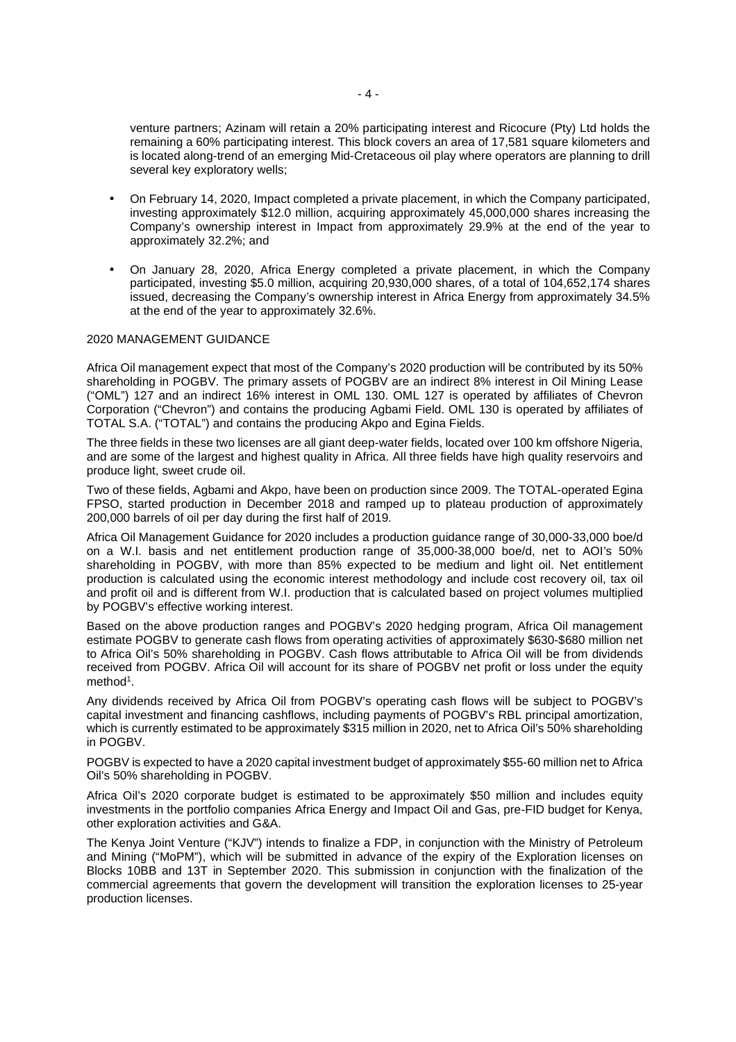venture partners; Azinam will retain a 20% participating interest and Ricocure (Pty) Ltd holds the remaining a 60% participating interest. This block covers an area of 17,581 square kilometers and is located along-trend of an emerging Mid-Cretaceous oil play where operators are planning to drill several key exploratory wells;

- On February 14, 2020, Impact completed a private placement, in which the Company participated, investing approximately $12.0 million, acquiring approximately 45,000,000 shares increasing the Company's ownership interest in Impact from approximately 29.9% at the end of the year to approximately 32.2%; and
- On January 28, 2020, Africa Energy completed a private placement, in which the Company participated, investing $5.0 million, acquiring 20,930,000 shares, of a total of 104,652,174 shares issued, decreasing the Company's ownership interest in Africa Energy from approximately 34.5% at the end of the year to approximately 32.6%.

## 2020 MANAGEMENT GUIDANCE

Africa Oil management expect that most of the Company's 2020 production will be contributed by its 50% shareholding in POGBV. The primary assets of POGBV are an indirect 8% interest in Oil Mining Lease ("OML") 127 and an indirect 16% interest in OML 130. OML 127 is operated by affiliates of Chevron Corporation ("Chevron") and contains the producing Agbami Field. OML 130 is operated by affiliates of TOTAL S.A. ("TOTAL") and contains the producing Akpo and Egina Fields.

The three fields in these two licenses are all giant deep-water fields, located over 100 km offshore Nigeria, and are some of the largest and highest quality in Africa. All three fields have high quality reservoirs and produce light, sweet crude oil.

Two of these fields, Agbami and Akpo, have been on production since 2009. The TOTAL-operated Egina FPSO, started production in December 2018 and ramped up to plateau production of approximately 200,000 barrels of oil per day during the first half of 2019.

Africa Oil Management Guidance for 2020 includes a production guidance range of 30,000-33,000 boe/d on a W.I. basis and net entitlement production range of 35,000-38,000 boe/d, net to AOI's 50% shareholding in POGBV, with more than 85% expected to be medium and light oil. Net entitlement production is calculated using the economic interest methodology and include cost recovery oil, tax oil and profit oil and is different from W.I. production that is calculated based on project volumes multiplied by POGBV's effective working interest.

Based on the above production ranges and POGBV's 2020 hedging program, Africa Oil management estimate POGBV to generate cash flows from operating activities of approximately $630-$680 million net to Africa Oil's 50% shareholding in POGBV. Cash flows attributable to Africa Oil will be from dividends received from POGBV. Africa Oil will account for its share of POGBV net profit or loss under the equity method[1].

Any dividends received by Africa Oil from POGBV's operating cash flows will be subject to POGBV's capital investment and financing cashflows, including payments of POGBV's RBL principal amortization, which is currently estimated to be approximately $315 million in 2020, net to Africa Oil's 50% shareholding in POGBV.

POGBV is expected to have a 2020 capital investment budget of approximately $55-60 million net to Africa Oil's 50% shareholding in POGBV.

Africa Oil's 2020 corporate budget is estimated to be approximately $50 million and includes equity investments in the portfolio companies Africa Energy and Impact Oil and Gas, pre-FID budget for Kenya, other exploration activities and G&A.

The Kenya Joint Venture ("KJV") intends to finalize a FDP, in conjunction with the Ministry of Petroleum and Mining ("MoPM"), which will be submitted in advance of the expiry of the Exploration licenses on Blocks 10BB and 13T in September 2020. This submission in conjunction with the finalization of the commercial agreements that govern the development will transition the exploration licenses to 25-year production licenses.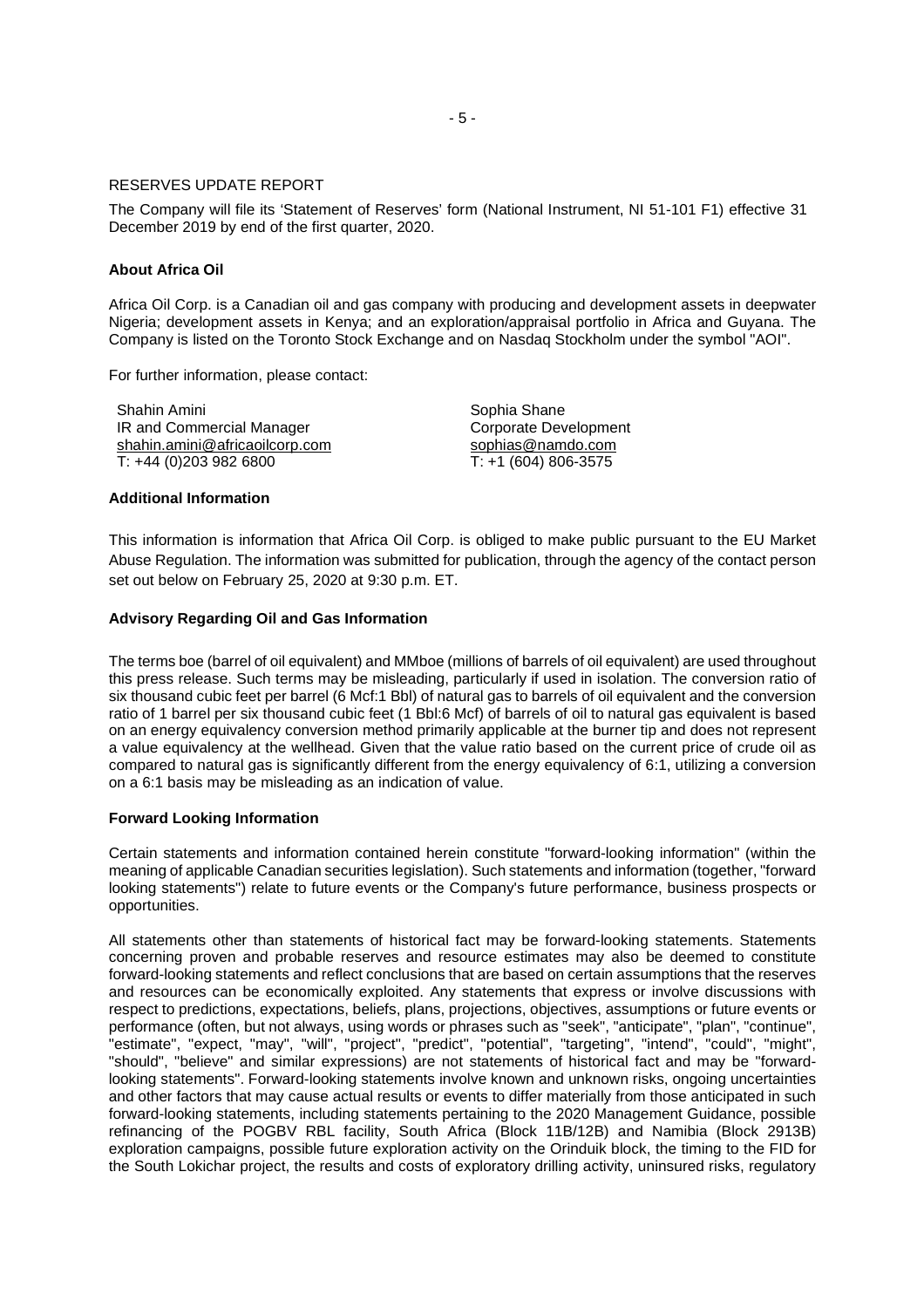RESERVES UPDATE REPORT

The Company will file its 'Statement of Reserves' form (National Instrument, NI 51-101 F1) effective 31 December 2019 by end of the first quarter, 2020.

**About Africa Oil**

Africa Oil Corp. is a Canadian oil and gas company with producing and development assets in deepwater Nigeria; development assets in Kenya; and an exploration/appraisal portfolio in Africa and Guyana. The Company is listed on the Toronto Stock Exchange and on Nasdaq Stockholm under the symbol "AOI".

For further information, please contact:

Shahin Amini
IR and Commercial Manager
shahin.amini@africaoilcorp.com
T: +44 (0)203 982 6800

Sophia Shane
Corporate Development
sophias@namdo.com
T: +1 (604) 806-3575

**Additional Information**

This information is information that Africa Oil Corp. is obliged to make public pursuant to the EU Market Abuse Regulation. The information was submitted for publication, through the agency of the contact person set out below on February 25, 2020 at 9:30 p.m. ET.

**Advisory Regarding Oil and Gas Information**

The terms boe (barrel of oil equivalent) and MMboe (millions of barrels of oil equivalent) are used throughout this press release. Such terms may be misleading, particularly if used in isolation. The conversion ratio of six thousand cubic feet per barrel (6 Mcf:1 Bbl) of natural gas to barrels of oil equivalent and the conversion ratio of 1 barrel per six thousand cubic feet (1 Bbl:6 Mcf) of barrels of oil to natural gas equivalent is based on an energy equivalency conversion method primarily applicable at the burner tip and does not represent a value equivalency at the wellhead. Given that the value ratio based on the current price of crude oil as compared to natural gas is significantly different from the energy equivalency of 6:1, utilizing a conversion on a 6:1 basis may be misleading as an indication of value.

**Forward Looking Information**

Certain statements and information contained herein constitute "forward-looking information" (within the meaning of applicable Canadian securities legislation). Such statements and information (together, "forward looking statements") relate to future events or the Company's future performance, business prospects or opportunities.

All statements other than statements of historical fact may be forward-looking statements. Statements concerning proven and probable reserves and resource estimates may also be deemed to constitute forward-looking statements and reflect conclusions that are based on certain assumptions that the reserves and resources can be economically exploited. Any statements that express or involve discussions with respect to predictions, expectations, beliefs, plans, projections, objectives, assumptions or future events or performance (often, but not always, using words or phrases such as "seek", "anticipate", "plan", "continue", "estimate", "expect, "may", "will", "project", "predict", "potential", "targeting", "intend", "could", "might", "should", "believe" and similar expressions) are not statements of historical fact and may be "forward-looking statements". Forward-looking statements involve known and unknown risks, ongoing uncertainties and other factors that may cause actual results or events to differ materially from those anticipated in such forward-looking statements, including statements pertaining to the 2020 Management Guidance, possible refinancing of the POGBV RBL facility, South Africa (Block 11B/12B) and Namibia (Block 2913B) exploration campaigns, possible future exploration activity on the Orinduik block, the timing to the FID for the South Lokichar project, the results and costs of exploratory drilling activity, uninsured risks, regulatory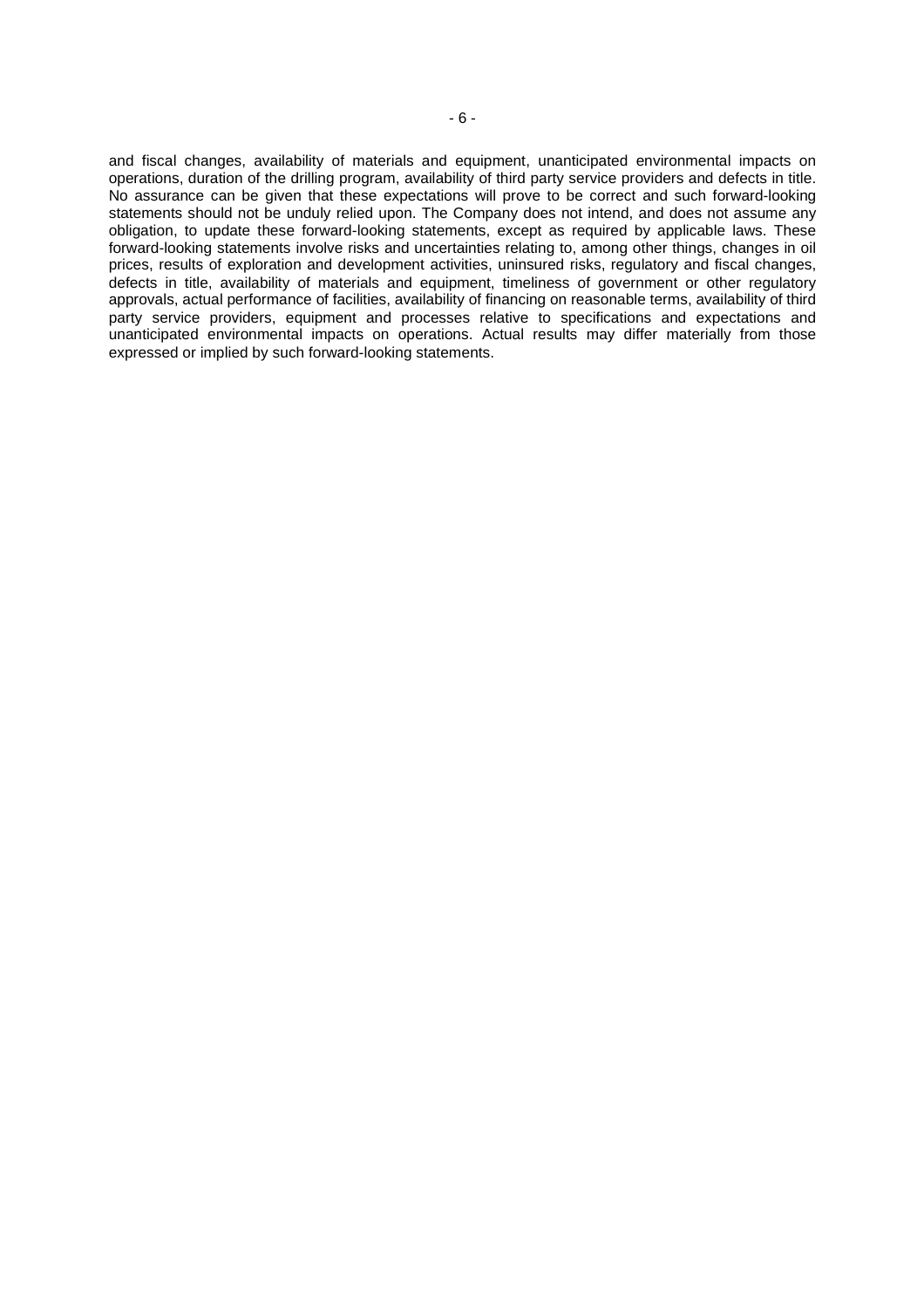and fiscal changes, availability of materials and equipment, unanticipated environmental impacts on operations, duration of the drilling program, availability of third party service providers and defects in title. No assurance can be given that these expectations will prove to be correct and such forward-looking statements should not be unduly relied upon. The Company does not intend, and does not assume any obligation, to update these forward-looking statements, except as required by applicable laws. These forward-looking statements involve risks and uncertainties relating to, among other things, changes in oil prices, results of exploration and development activities, uninsured risks, regulatory and fiscal changes, defects in title, availability of materials and equipment, timeliness of government or other regulatory approvals, actual performance of facilities, availability of financing on reasonable terms, availability of third party service providers, equipment and processes relative to specifications and expectations and unanticipated environmental impacts on operations. Actual results may differ materially from those expressed or implied by such forward-looking statements.